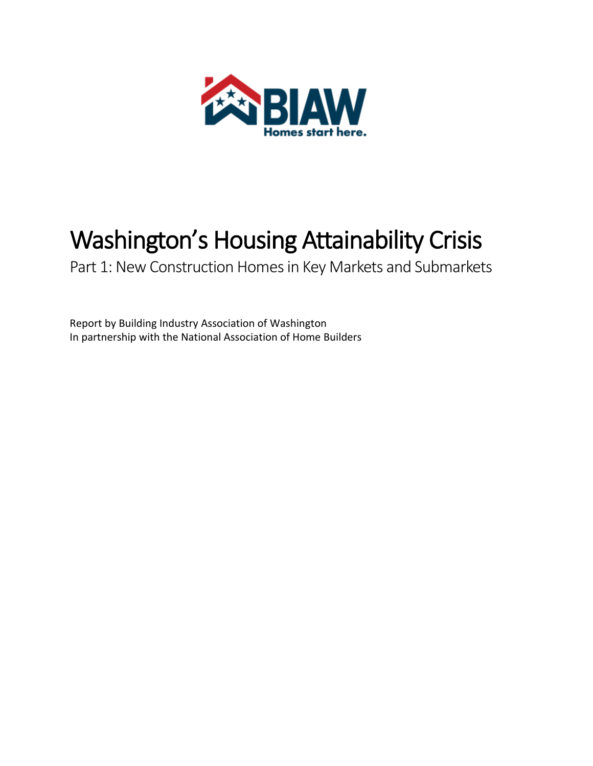BIAW

Homes start here.

# Washington's Housing Attainability Crisis

## Part 1: New Construction Homes in Key Markets and Submarkets

Report by Building Industry Association of Washington
In partnership with the National Association of Home Builders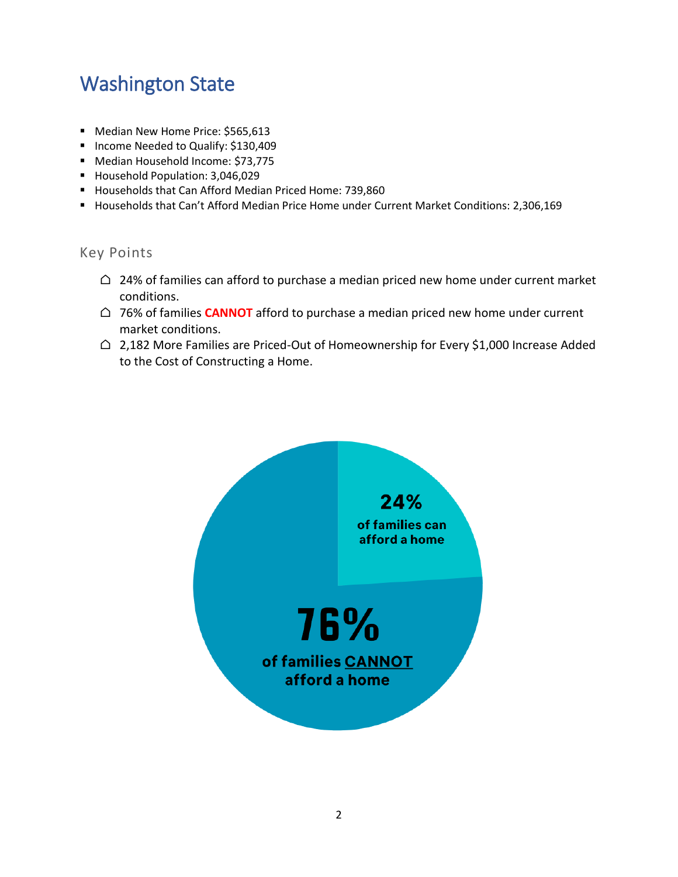# Washington State

- Median New Home Price: $565,613
- Income Needed to Qualify: $130,409
- Median Household Income: $73,775
- Household Population: 3,046,029
- Households that Can Afford Median Priced Home: 739,860
- Households that Can't Afford Median Price Home under Current Market Conditions: 2,306,169

## Key Points

- 24% of families can afford to purchase a median priced new home under current market conditions.
- 76% of families **CANNOT** afford to purchase a median priced new home under current market conditions.
- 2,182 More Families are Priced-Out of Homeownership for Every $1,000 Increase Added to the Cost of Constructing a Home.

**24%** of families can afford a home

**76%** of families **CANNOT** afford a home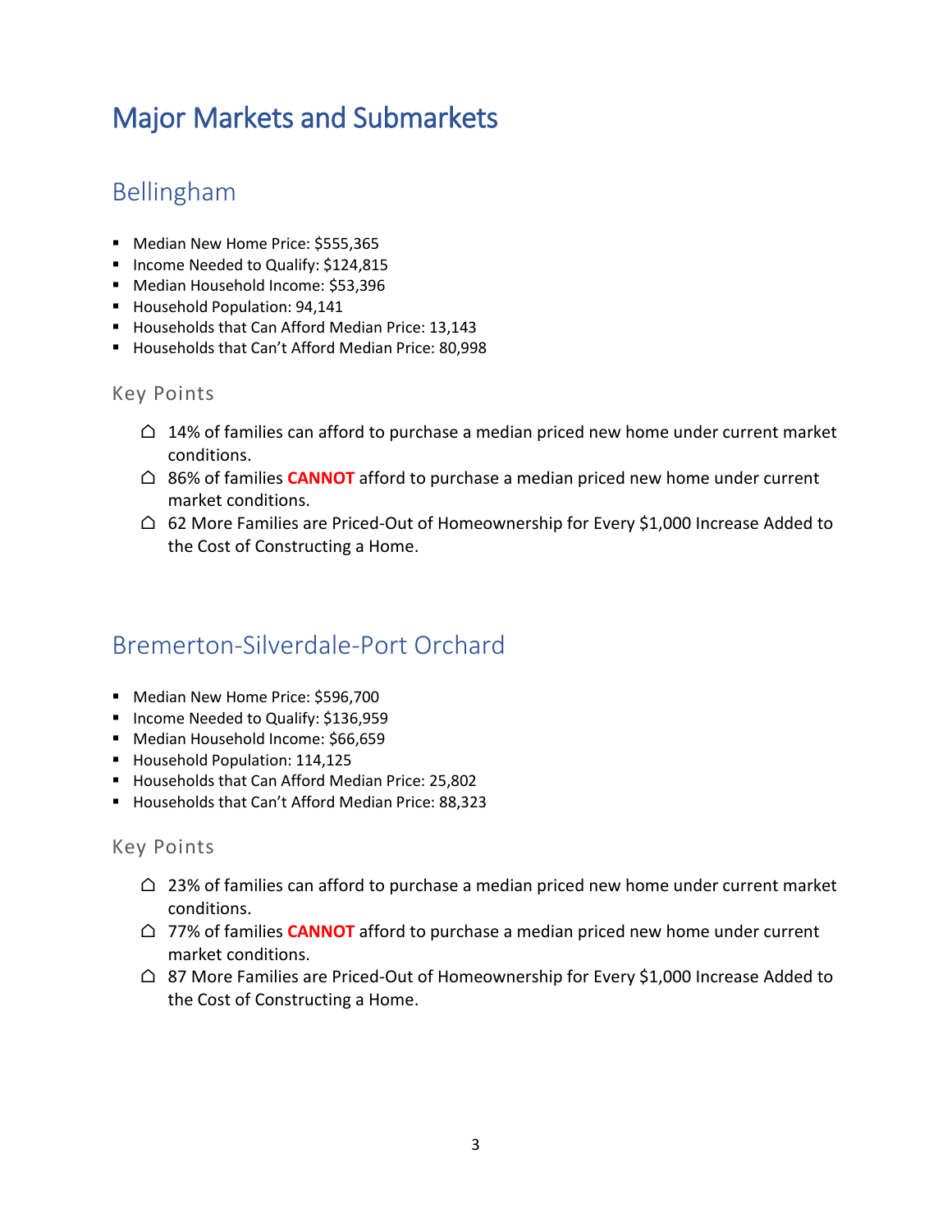# Major Markets and Submarkets

## Bellingham

- Median New Home Price: $555,365
- Income Needed to Qualify: $124,815
- Median Household Income: $53,396
- Household Population: 94,141
- Households that Can Afford Median Price: 13,143
- Households that Can't Afford Median Price: 80,998

### Key Points

- ⌂ 14% of families can afford to purchase a median priced new home under current market conditions.
- ⌂ 86% of families **CANNOT** afford to purchase a median priced new home under current market conditions.
- ⌂ 62 More Families are Priced-Out of Homeownership for Every $1,000 Increase Added to the Cost of Constructing a Home.

## Bremerton-Silverdale-Port Orchard

- Median New Home Price: $596,700
- Income Needed to Qualify: $136,959
- Median Household Income: $66,659
- Household Population: 114,125
- Households that Can Afford Median Price: 25,802
- Households that Can't Afford Median Price: 88,323

### Key Points

- ⌂ 23% of families can afford to purchase a median priced new home under current market conditions.
- ⌂ 77% of families **CANNOT** afford to purchase a median priced new home under current market conditions.
- ⌂ 87 More Families are Priced-Out of Homeownership for Every $1,000 Increase Added to the Cost of Constructing a Home.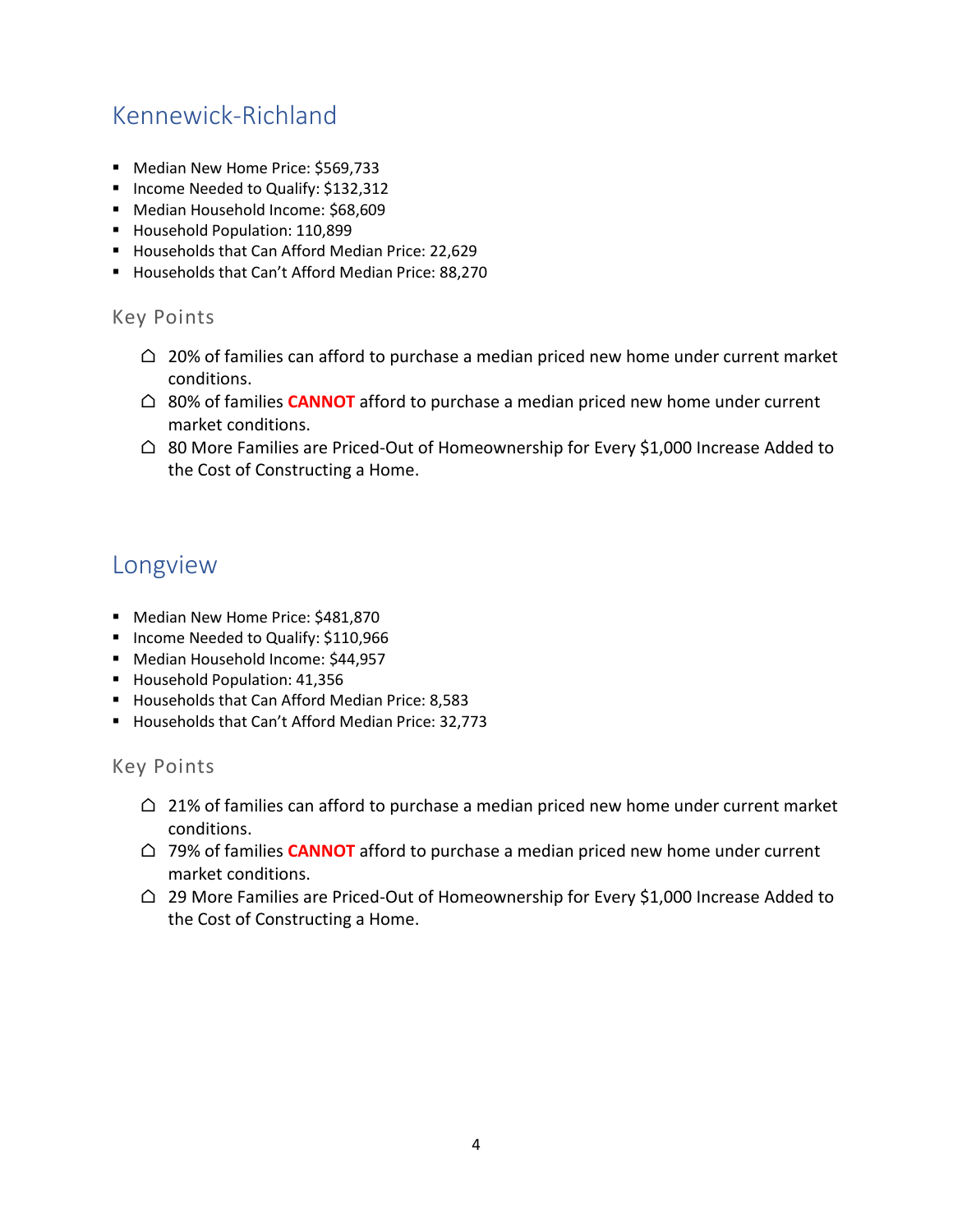## Kennewick-Richland

- Median New Home Price: $569,733
- Income Needed to Qualify: $132,312
- Median Household Income: $68,609
- Household Population: 110,899
- Households that Can Afford Median Price: 22,629
- Households that Can't Afford Median Price: 88,270

### Key Points

- 20% of families can afford to purchase a median priced new home under current market conditions.
- 80% of families **CANNOT** afford to purchase a median priced new home under current market conditions.
- 80 More Families are Priced-Out of Homeownership for Every $1,000 Increase Added to the Cost of Constructing a Home.

## Longview

- Median New Home Price: $481,870
- Income Needed to Qualify: $110,966
- Median Household Income: $44,957
- Household Population: 41,356
- Households that Can Afford Median Price: 8,583
- Households that Can't Afford Median Price: 32,773

### Key Points

- 21% of families can afford to purchase a median priced new home under current market conditions.
- 79% of families **CANNOT** afford to purchase a median priced new home under current market conditions.
- 29 More Families are Priced-Out of Homeownership for Every $1,000 Increase Added to the Cost of Constructing a Home.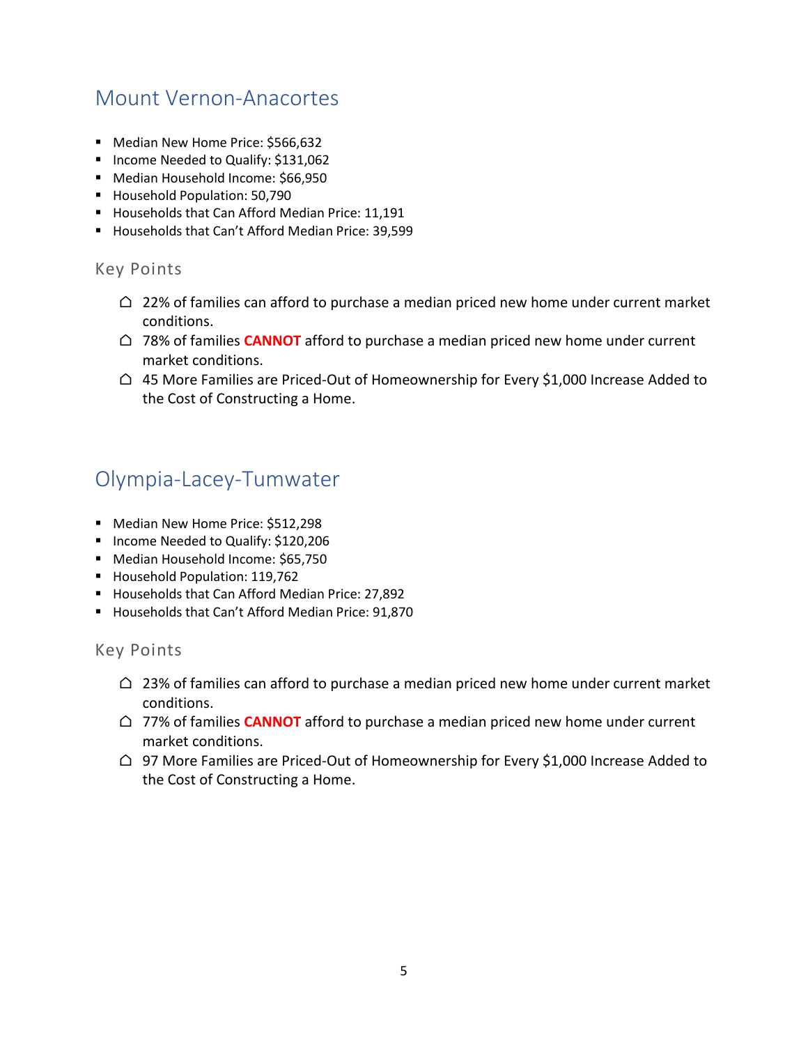## Mount Vernon-Anacortes

- Median New Home Price: $566,632
- Income Needed to Qualify: $131,062
- Median Household Income: $66,950
- Household Population: 50,790
- Households that Can Afford Median Price: 11,191
- Households that Can't Afford Median Price: 39,599

### Key Points

- 22% of families can afford to purchase a median priced new home under current market conditions.
- 78% of families **CANNOT** afford to purchase a median priced new home under current market conditions.
- 45 More Families are Priced-Out of Homeownership for Every $1,000 Increase Added to the Cost of Constructing a Home.

## Olympia-Lacey-Tumwater

- Median New Home Price: $512,298
- Income Needed to Qualify: $120,206
- Median Household Income: $65,750
- Household Population: 119,762
- Households that Can Afford Median Price: 27,892
- Households that Can't Afford Median Price: 91,870

### Key Points

- 23% of families can afford to purchase a median priced new home under current market conditions.
- 77% of families **CANNOT** afford to purchase a median priced new home under current market conditions.
- 97 More Families are Priced-Out of Homeownership for Every $1,000 Increase Added to the Cost of Constructing a Home.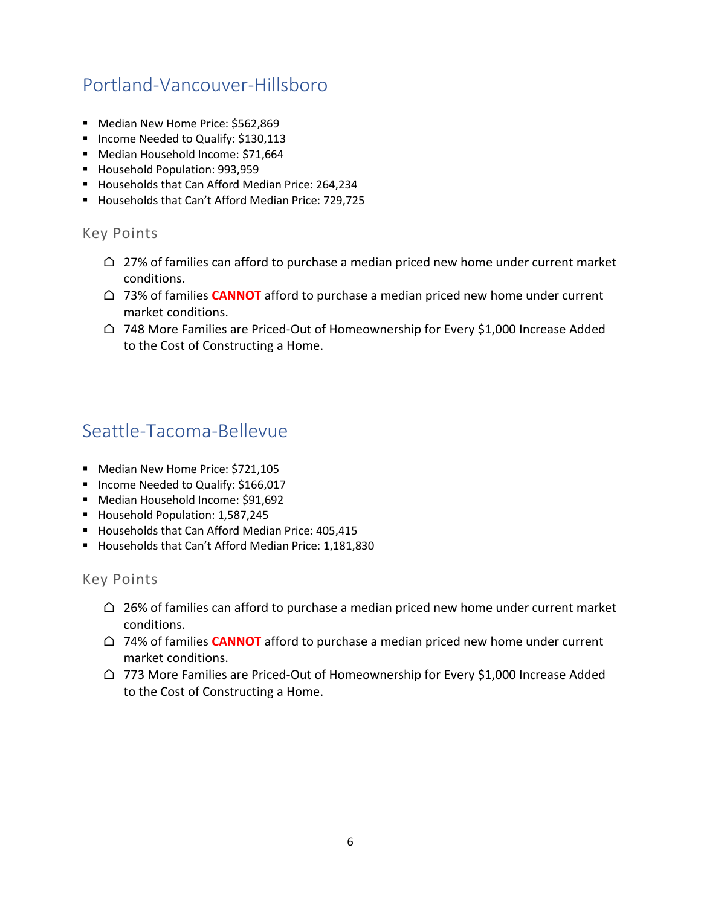## Portland-Vancouver-Hillsboro

- Median New Home Price: $562,869
- Income Needed to Qualify: $130,113
- Median Household Income: $71,664
- Household Population: 993,959
- Households that Can Afford Median Price: 264,234
- Households that Can't Afford Median Price: 729,725

### Key Points

- 27% of families can afford to purchase a median priced new home under current market conditions.
- 73% of families **CANNOT** afford to purchase a median priced new home under current market conditions.
- 748 More Families are Priced-Out of Homeownership for Every $1,000 Increase Added to the Cost of Constructing a Home.

## Seattle-Tacoma-Bellevue

- Median New Home Price: $721,105
- Income Needed to Qualify: $166,017
- Median Household Income: $91,692
- Household Population: 1,587,245
- Households that Can Afford Median Price: 405,415
- Households that Can't Afford Median Price: 1,181,830

### Key Points

- 26% of families can afford to purchase a median priced new home under current market conditions.
- 74% of families **CANNOT** afford to purchase a median priced new home under current market conditions.
- 773 More Families are Priced-Out of Homeownership for Every $1,000 Increase Added to the Cost of Constructing a Home.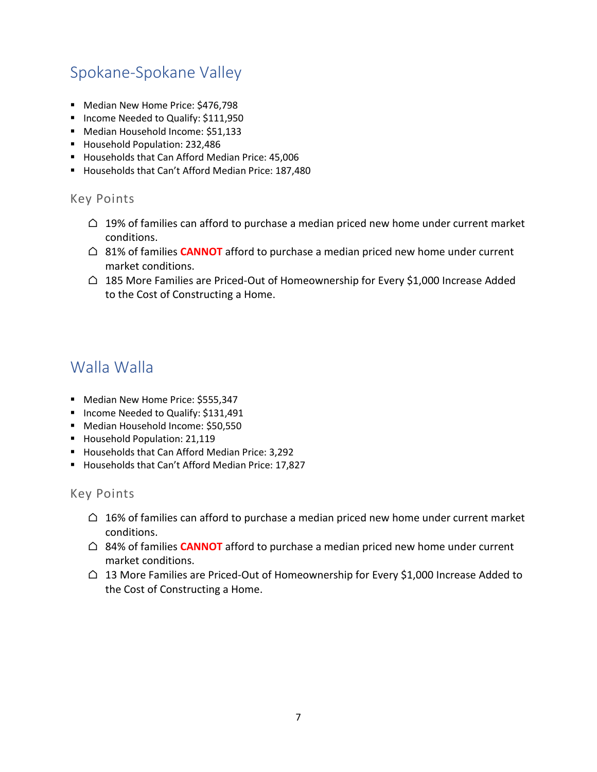## Spokane-Spokane Valley

- Median New Home Price: $476,798
- Income Needed to Qualify: $111,950
- Median Household Income: $51,133
- Household Population: 232,486
- Households that Can Afford Median Price: 45,006
- Households that Can't Afford Median Price: 187,480

### Key Points

- ⌂ 19% of families can afford to purchase a median priced new home under current market conditions.
- ⌂ 81% of families **CANNOT** afford to purchase a median priced new home under current market conditions.
- ⌂ 185 More Families are Priced-Out of Homeownership for Every $1,000 Increase Added to the Cost of Constructing a Home.

## Walla Walla

- Median New Home Price: $555,347
- Income Needed to Qualify: $131,491
- Median Household Income: $50,550
- Household Population: 21,119
- Households that Can Afford Median Price: 3,292
- Households that Can't Afford Median Price: 17,827

### Key Points

- ⌂ 16% of families can afford to purchase a median priced new home under current market conditions.
- ⌂ 84% of families **CANNOT** afford to purchase a median priced new home under current market conditions.
- ⌂ 13 More Families are Priced-Out of Homeownership for Every $1,000 Increase Added to the Cost of Constructing a Home.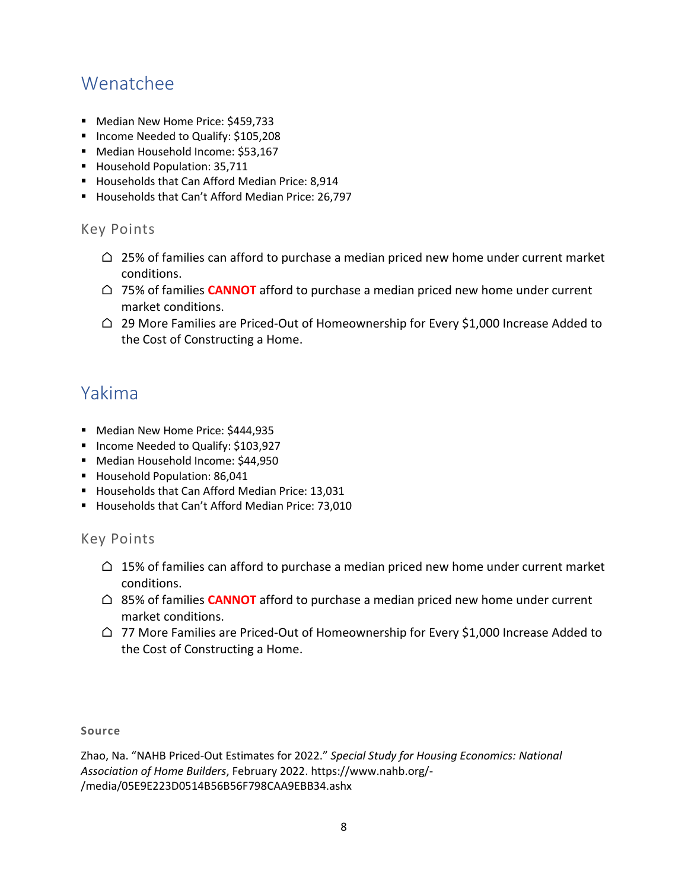## Wenatchee

- Median New Home Price: $459,733
- Income Needed to Qualify: $105,208
- Median Household Income: $53,167
- Household Population: 35,711
- Households that Can Afford Median Price: 8,914
- Households that Can't Afford Median Price: 26,797

### Key Points

- 25% of families can afford to purchase a median priced new home under current market conditions.
- 75% of families **CANNOT** afford to purchase a median priced new home under current market conditions.
- 29 More Families are Priced-Out of Homeownership for Every $1,000 Increase Added to the Cost of Constructing a Home.

## Yakima

- Median New Home Price: $444,935
- Income Needed to Qualify: $103,927
- Median Household Income: $44,950
- Household Population: 86,041
- Households that Can Afford Median Price: 13,031
- Households that Can't Afford Median Price: 73,010

### Key Points

- 15% of families can afford to purchase a median priced new home under current market conditions.
- 85% of families **CANNOT** afford to purchase a median priced new home under current market conditions.
- 77 More Families are Priced-Out of Homeownership for Every $1,000 Increase Added to the Cost of Constructing a Home.

**Source**

Zhao, Na. "NAHB Priced-Out Estimates for 2022." *Special Study for Housing Economics: National Association of Home Builders*, February 2022. https://www.nahb.org/-/media/05E9E223D0514B56B56F798CAA9EBB34.ashx